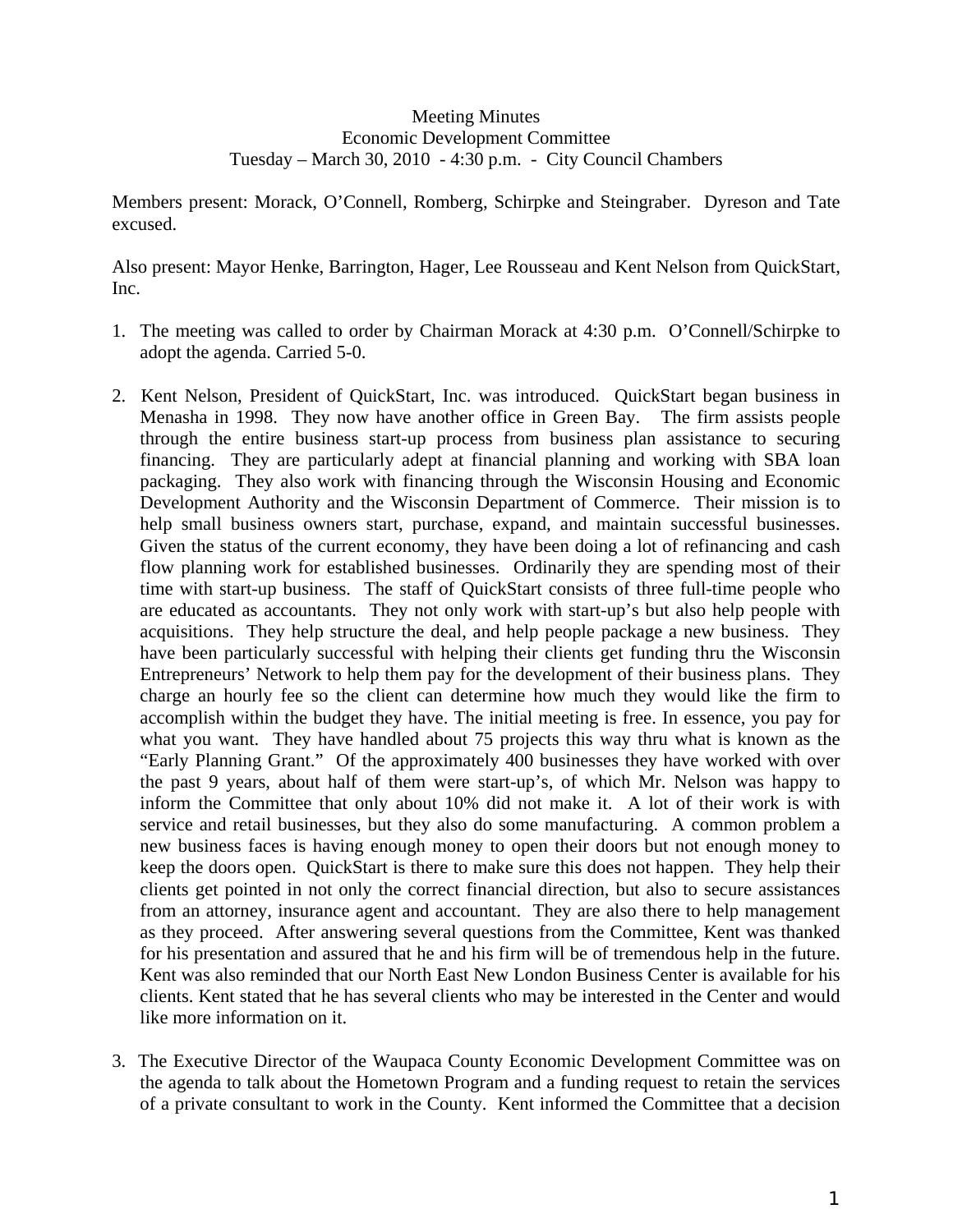Meeting Minutes
Economic Development Committee
Tuesday – March 30, 2010 - 4:30 p.m. - City Council Chambers

Members present: Morack, O'Connell, Romberg, Schirpke and Steingraber. Dyreson and Tate excused.

Also present: Mayor Henke, Barrington, Hager, Lee Rousseau and Kent Nelson from QuickStart, Inc.

1. The meeting was called to order by Chairman Morack at 4:30 p.m. O'Connell/Schirpke to adopt the agenda. Carried 5-0.

2. Kent Nelson, President of QuickStart, Inc. was introduced. QuickStart began business in Menasha in 1998. They now have another office in Green Bay. The firm assists people through the entire business start-up process from business plan assistance to securing financing. They are particularly adept at financial planning and working with SBA loan packaging. They also work with financing through the Wisconsin Housing and Economic Development Authority and the Wisconsin Department of Commerce. Their mission is to help small business owners start, purchase, expand, and maintain successful businesses. Given the status of the current economy, they have been doing a lot of refinancing and cash flow planning work for established businesses. Ordinarily they are spending most of their time with start-up business. The staff of QuickStart consists of three full-time people who are educated as accountants. They not only work with start-up's but also help people with acquisitions. They help structure the deal, and help people package a new business. They have been particularly successful with helping their clients get funding thru the Wisconsin Entrepreneurs' Network to help them pay for the development of their business plans. They charge an hourly fee so the client can determine how much they would like the firm to accomplish within the budget they have. The initial meeting is free. In essence, you pay for what you want. They have handled about 75 projects this way thru what is known as the "Early Planning Grant." Of the approximately 400 businesses they have worked with over the past 9 years, about half of them were start-up's, of which Mr. Nelson was happy to inform the Committee that only about 10% did not make it. A lot of their work is with service and retail businesses, but they also do some manufacturing. A common problem a new business faces is having enough money to open their doors but not enough money to keep the doors open. QuickStart is there to make sure this does not happen. They help their clients get pointed in not only the correct financial direction, but also to secure assistances from an attorney, insurance agent and accountant. They are also there to help management as they proceed. After answering several questions from the Committee, Kent was thanked for his presentation and assured that he and his firm will be of tremendous help in the future. Kent was also reminded that our North East New London Business Center is available for his clients. Kent stated that he has several clients who may be interested in the Center and would like more information on it.

3. The Executive Director of the Waupaca County Economic Development Committee was on the agenda to talk about the Hometown Program and a funding request to retain the services of a private consultant to work in the County. Kent informed the Committee that a decision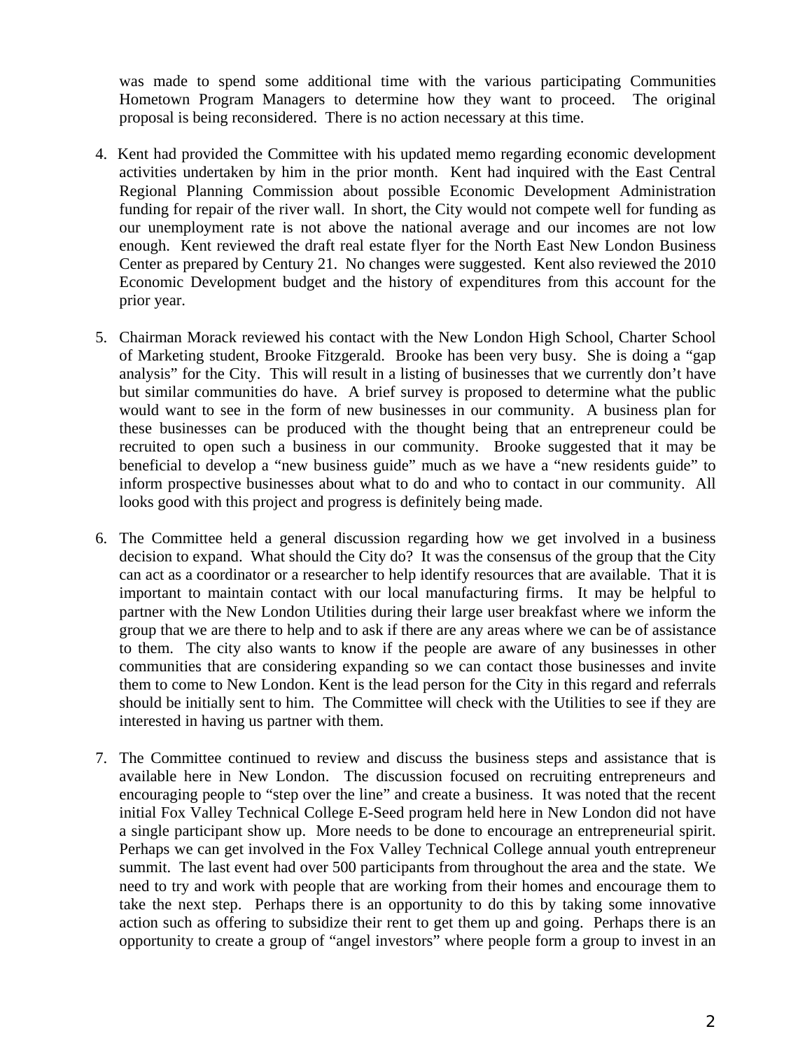was made to spend some additional time with the various participating Communities Hometown Program Managers to determine how they want to proceed. The original proposal is being reconsidered. There is no action necessary at this time.

4. Kent had provided the Committee with his updated memo regarding economic development activities undertaken by him in the prior month. Kent had inquired with the East Central Regional Planning Commission about possible Economic Development Administration funding for repair of the river wall. In short, the City would not compete well for funding as our unemployment rate is not above the national average and our incomes are not low enough. Kent reviewed the draft real estate flyer for the North East New London Business Center as prepared by Century 21. No changes were suggested. Kent also reviewed the 2010 Economic Development budget and the history of expenditures from this account for the prior year.

5. Chairman Morack reviewed his contact with the New London High School, Charter School of Marketing student, Brooke Fitzgerald. Brooke has been very busy. She is doing a "gap analysis" for the City. This will result in a listing of businesses that we currently don't have but similar communities do have. A brief survey is proposed to determine what the public would want to see in the form of new businesses in our community. A business plan for these businesses can be produced with the thought being that an entrepreneur could be recruited to open such a business in our community. Brooke suggested that it may be beneficial to develop a "new business guide" much as we have a "new residents guide" to inform prospective businesses about what to do and who to contact in our community. All looks good with this project and progress is definitely being made.

6. The Committee held a general discussion regarding how we get involved in a business decision to expand. What should the City do? It was the consensus of the group that the City can act as a coordinator or a researcher to help identify resources that are available. That it is important to maintain contact with our local manufacturing firms. It may be helpful to partner with the New London Utilities during their large user breakfast where we inform the group that we are there to help and to ask if there are any areas where we can be of assistance to them. The city also wants to know if the people are aware of any businesses in other communities that are considering expanding so we can contact those businesses and invite them to come to New London. Kent is the lead person for the City in this regard and referrals should be initially sent to him. The Committee will check with the Utilities to see if they are interested in having us partner with them.

7. The Committee continued to review and discuss the business steps and assistance that is available here in New London. The discussion focused on recruiting entrepreneurs and encouraging people to "step over the line" and create a business. It was noted that the recent initial Fox Valley Technical College E-Seed program held here in New London did not have a single participant show up. More needs to be done to encourage an entrepreneurial spirit. Perhaps we can get involved in the Fox Valley Technical College annual youth entrepreneur summit. The last event had over 500 participants from throughout the area and the state. We need to try and work with people that are working from their homes and encourage them to take the next step. Perhaps there is an opportunity to do this by taking some innovative action such as offering to subsidize their rent to get them up and going. Perhaps there is an opportunity to create a group of "angel investors" where people form a group to invest in an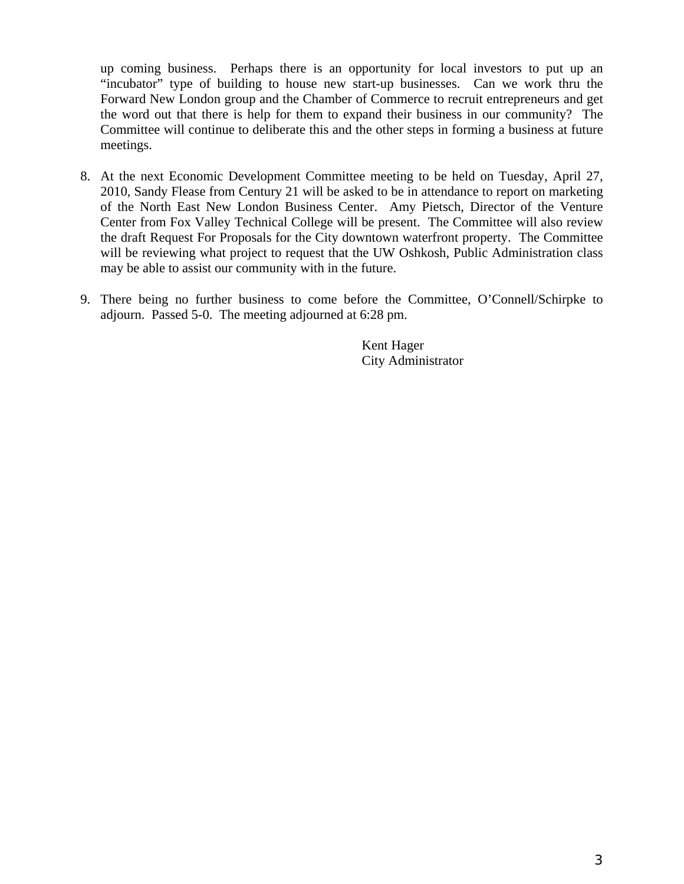up coming business. Perhaps there is an opportunity for local investors to put up an "incubator" type of building to house new start-up businesses. Can we work thru the Forward New London group and the Chamber of Commerce to recruit entrepreneurs and get the word out that there is help for them to expand their business in our community? The Committee will continue to deliberate this and the other steps in forming a business at future meetings.

8. At the next Economic Development Committee meeting to be held on Tuesday, April 27, 2010, Sandy Flease from Century 21 will be asked to be in attendance to report on marketing of the North East New London Business Center. Amy Pietsch, Director of the Venture Center from Fox Valley Technical College will be present. The Committee will also review the draft Request For Proposals for the City downtown waterfront property. The Committee will be reviewing what project to request that the UW Oshkosh, Public Administration class may be able to assist our community with in the future.

9. There being no further business to come before the Committee, O'Connell/Schirpke to adjourn. Passed 5-0. The meeting adjourned at 6:28 pm.

Kent Hager
City Administrator